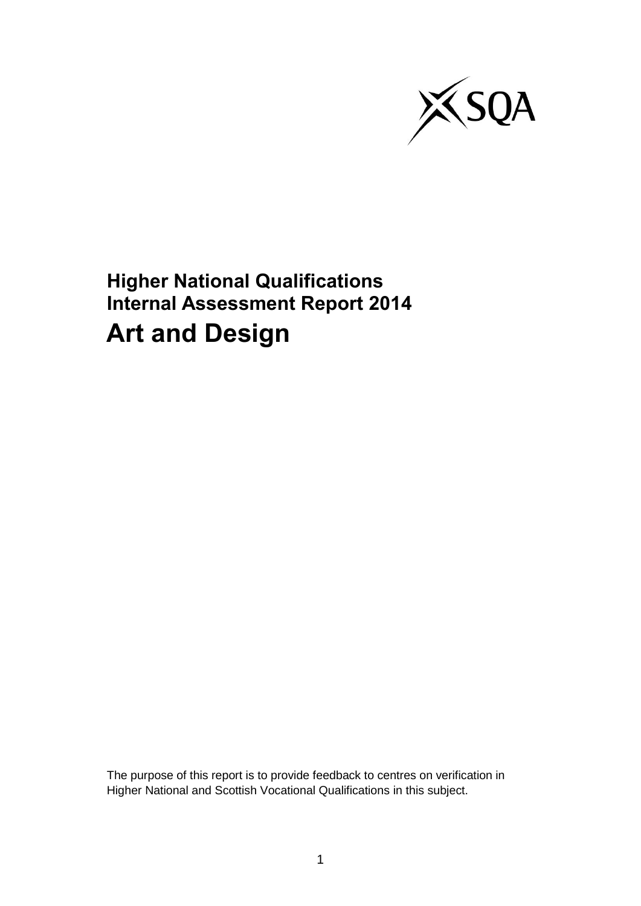SQA

# Higher National Qualifications Internal Assessment Report 2014

# Art and Design

The purpose of this report is to provide feedback to centres on verification in Higher National and Scottish Vocational Qualifications in this subject.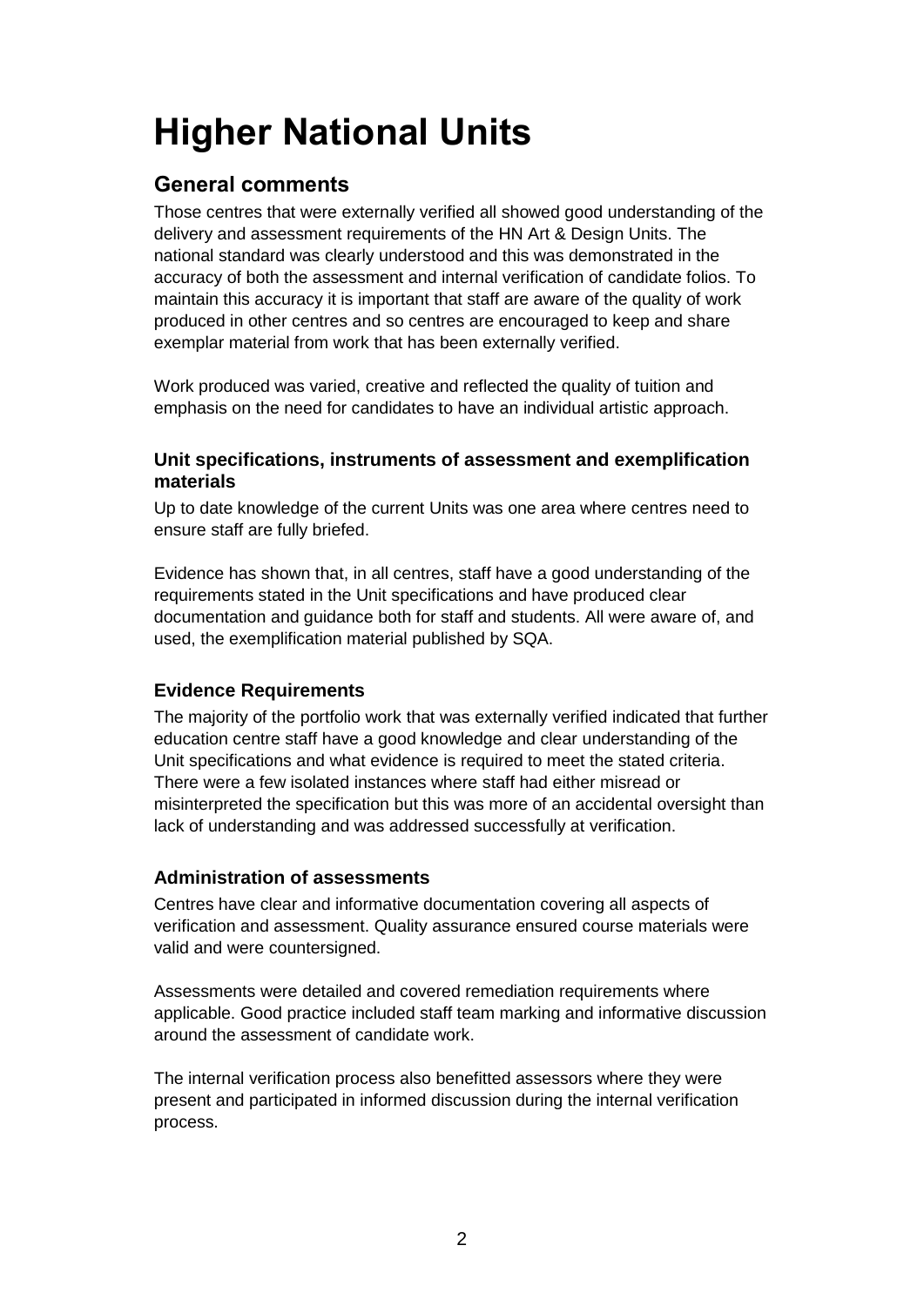# Higher National Units

## General comments

Those centres that were externally verified all showed good understanding of the delivery and assessment requirements of the HN Art & Design Units. The national standard was clearly understood and this was demonstrated in the accuracy of both the assessment and internal verification of candidate folios. To maintain this accuracy it is important that staff are aware of the quality of work produced in other centres and so centres are encouraged to keep and share exemplar material from work that has been externally verified.

Work produced was varied, creative and reflected the quality of tuition and emphasis on the need for candidates to have an individual artistic approach.

### Unit specifications, instruments of assessment and exemplification materials

Up to date knowledge of the current Units was one area where centres need to ensure staff are fully briefed.

Evidence has shown that, in all centres, staff have a good understanding of the requirements stated in the Unit specifications and have produced clear documentation and guidance both for staff and students. All were aware of, and used, the exemplification material published by SQA.

### Evidence Requirements

The majority of the portfolio work that was externally verified indicated that further education centre staff have a good knowledge and clear understanding of the Unit specifications and what evidence is required to meet the stated criteria. There were a few isolated instances where staff had either misread or misinterpreted the specification but this was more of an accidental oversight than lack of understanding and was addressed successfully at verification.

### Administration of assessments

Centres have clear and informative documentation covering all aspects of verification and assessment. Quality assurance ensured course materials were valid and were countersigned.

Assessments were detailed and covered remediation requirements where applicable. Good practice included staff team marking and informative discussion around the assessment of candidate work.

The internal verification process also benefitted assessors where they were present and participated in informed discussion during the internal verification process.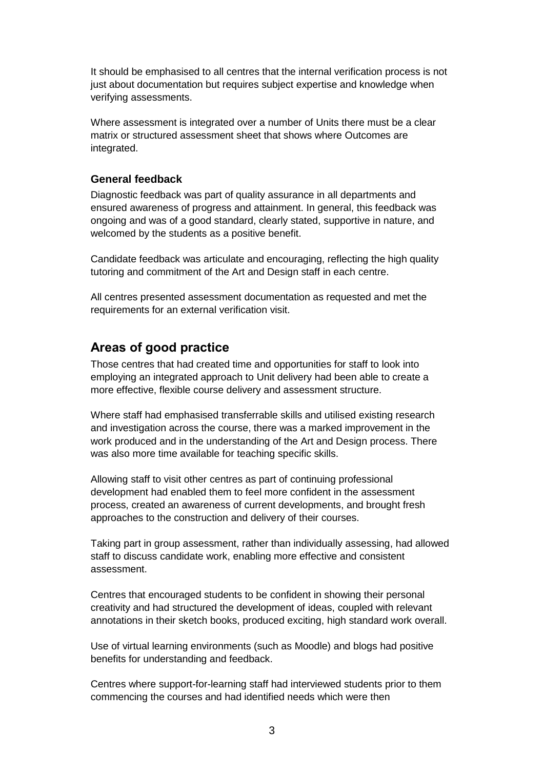It should be emphasised to all centres that the internal verification process is not just about documentation but requires subject expertise and knowledge when verifying assessments.

Where assessment is integrated over a number of Units there must be a clear matrix or structured assessment sheet that shows where Outcomes are integrated.

### General feedback

Diagnostic feedback was part of quality assurance in all departments and ensured awareness of progress and attainment. In general, this feedback was ongoing and was of a good standard, clearly stated, supportive in nature, and welcomed by the students as a positive benefit.

Candidate feedback was articulate and encouraging, reflecting the high quality tutoring and commitment of the Art and Design staff in each centre.

All centres presented assessment documentation as requested and met the requirements for an external verification visit.

## Areas of good practice

Those centres that had created time and opportunities for staff to look into employing an integrated approach to Unit delivery had been able to create a more effective, flexible course delivery and assessment structure.

Where staff had emphasised transferrable skills and utilised existing research and investigation across the course, there was a marked improvement in the work produced and in the understanding of the Art and Design process. There was also more time available for teaching specific skills.

Allowing staff to visit other centres as part of continuing professional development had enabled them to feel more confident in the assessment process, created an awareness of current developments, and brought fresh approaches to the construction and delivery of their courses.

Taking part in group assessment, rather than individually assessing, had allowed staff to discuss candidate work, enabling more effective and consistent assessment.

Centres that encouraged students to be confident in showing their personal creativity and had structured the development of ideas, coupled with relevant annotations in their sketch books, produced exciting, high standard work overall.

Use of virtual learning environments (such as Moodle) and blogs had positive benefits for understanding and feedback.

Centres where support-for-learning staff had interviewed students prior to them commencing the courses and had identified needs which were then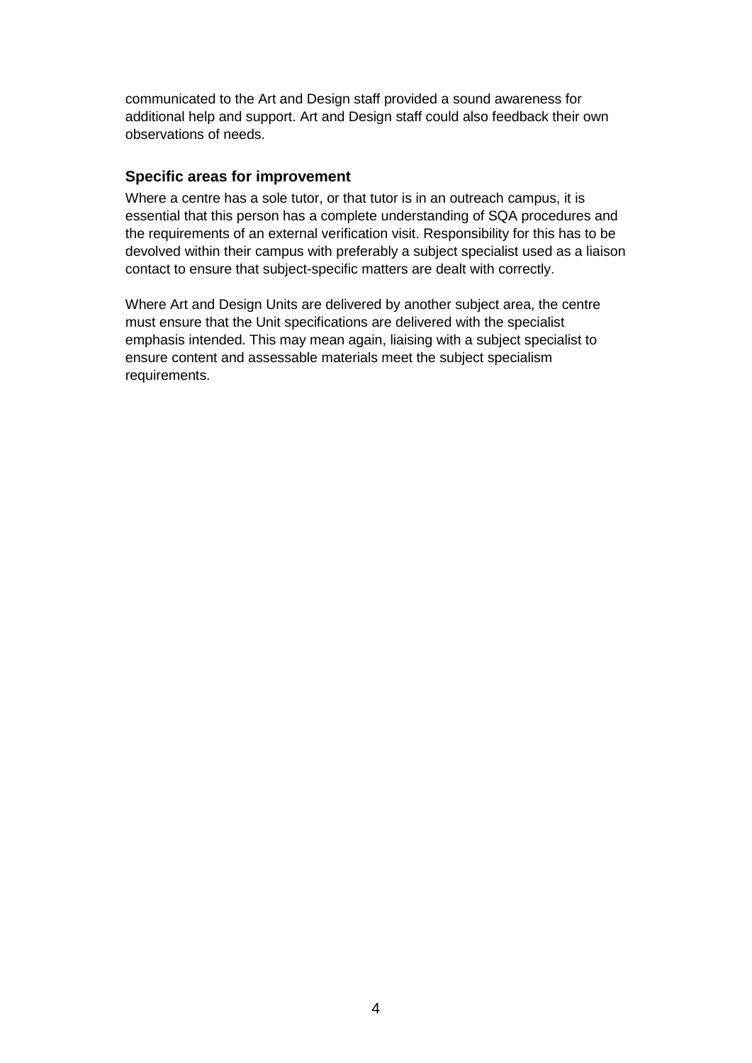communicated to the Art and Design staff provided a sound awareness for additional help and support. Art and Design staff could also feedback their own observations of needs.

### Specific areas for improvement

Where a centre has a sole tutor, or that tutor is in an outreach campus, it is essential that this person has a complete understanding of SQA procedures and the requirements of an external verification visit. Responsibility for this has to be devolved within their campus with preferably a subject specialist used as a liaison contact to ensure that subject-specific matters are dealt with correctly.

Where Art and Design Units are delivered by another subject area, the centre must ensure that the Unit specifications are delivered with the specialist emphasis intended. This may mean again, liaising with a subject specialist to ensure content and assessable materials meet the subject specialism requirements.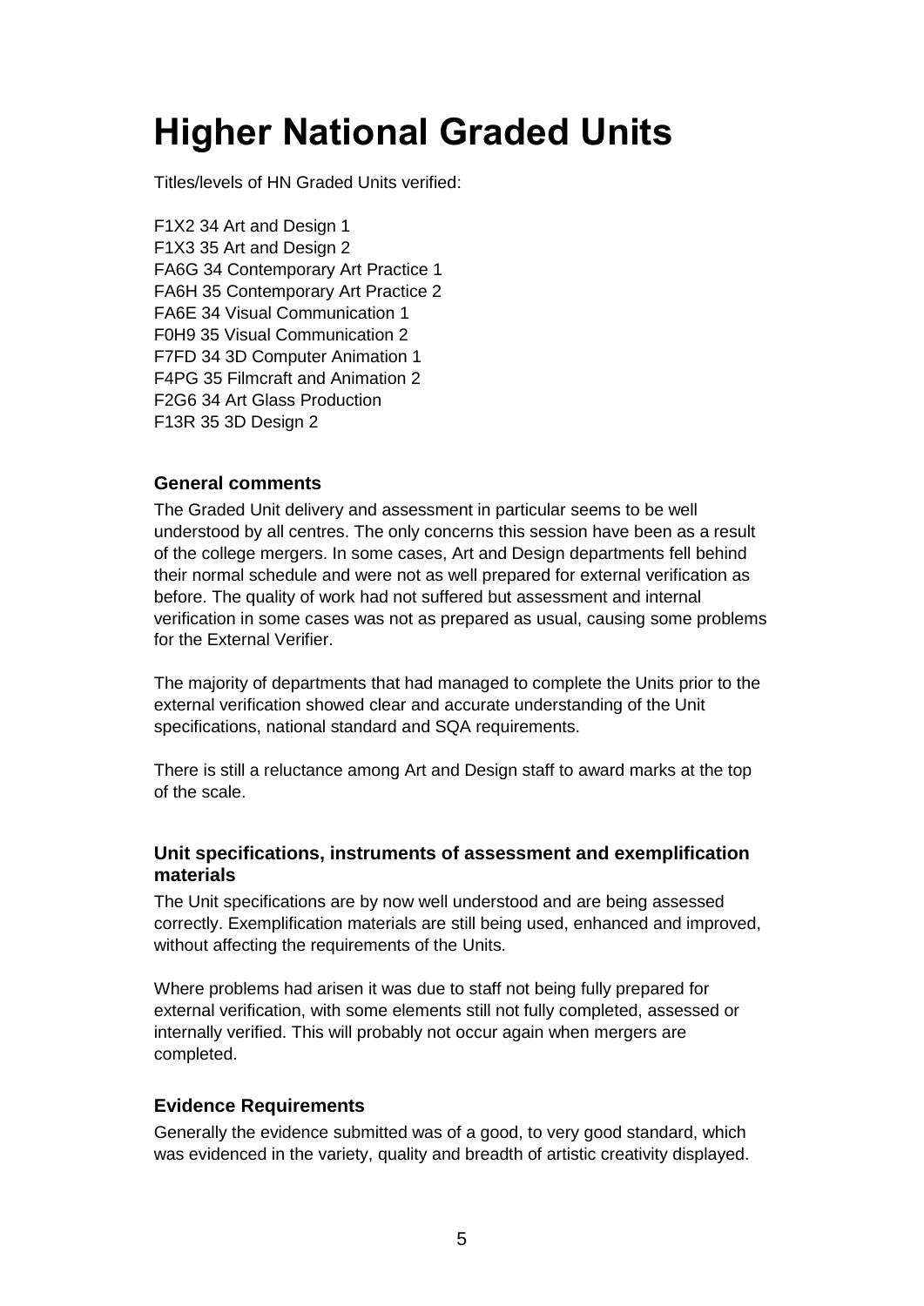# Higher National Graded Units

Titles/levels of HN Graded Units verified:

F1X2 34 Art and Design 1
F1X3 35 Art and Design 2
FA6G 34 Contemporary Art Practice 1
FA6H 35 Contemporary Art Practice 2
FA6E 34 Visual Communication 1
F0H9 35 Visual Communication 2
F7FD 34 3D Computer Animation 1
F4PG 35 Filmcraft and Animation 2
F2G6 34 Art Glass Production
F13R 35 3D Design 2

### General comments

The Graded Unit delivery and assessment in particular seems to be well understood by all centres. The only concerns this session have been as a result of the college mergers. In some cases, Art and Design departments fell behind their normal schedule and were not as well prepared for external verification as before. The quality of work had not suffered but assessment and internal verification in some cases was not as prepared as usual, causing some problems for the External Verifier.

The majority of departments that had managed to complete the Units prior to the external verification showed clear and accurate understanding of the Unit specifications, national standard and SQA requirements.

There is still a reluctance among Art and Design staff to award marks at the top of the scale.

### Unit specifications, instruments of assessment and exemplification materials

The Unit specifications are by now well understood and are being assessed correctly. Exemplification materials are still being used, enhanced and improved, without affecting the requirements of the Units.

Where problems had arisen it was due to staff not being fully prepared for external verification, with some elements still not fully completed, assessed or internally verified. This will probably not occur again when mergers are completed.

### Evidence Requirements

Generally the evidence submitted was of a good, to very good standard, which was evidenced in the variety, quality and breadth of artistic creativity displayed.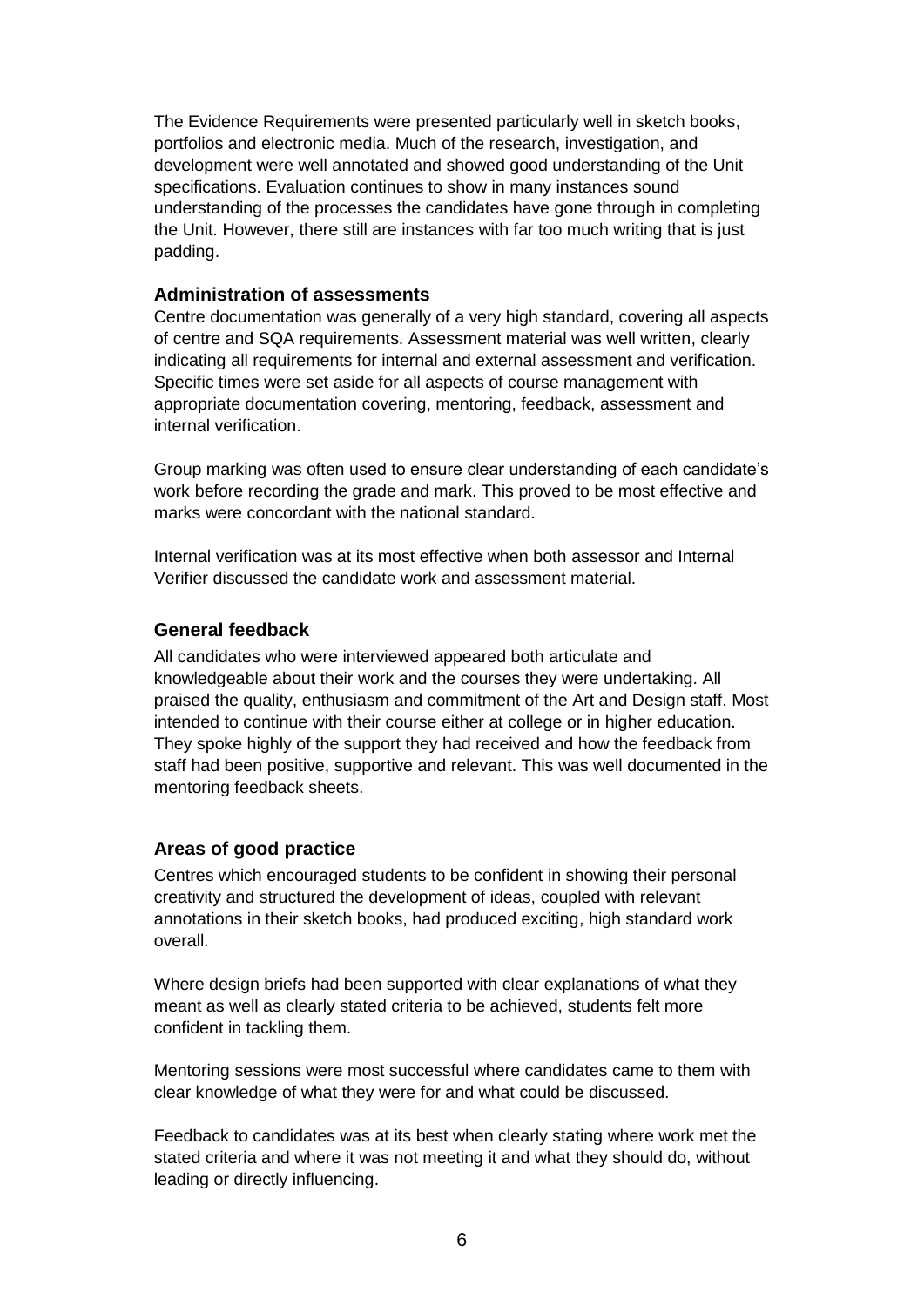The Evidence Requirements were presented particularly well in sketch books, portfolios and electronic media. Much of the research, investigation, and development were well annotated and showed good understanding of the Unit specifications. Evaluation continues to show in many instances sound understanding of the processes the candidates have gone through in completing the Unit. However, there still are instances with far too much writing that is just padding.

### Administration of assessments

Centre documentation was generally of a very high standard, covering all aspects of centre and SQA requirements. Assessment material was well written, clearly indicating all requirements for internal and external assessment and verification. Specific times were set aside for all aspects of course management with appropriate documentation covering, mentoring, feedback, assessment and internal verification.

Group marking was often used to ensure clear understanding of each candidate's work before recording the grade and mark. This proved to be most effective and marks were concordant with the national standard.

Internal verification was at its most effective when both assessor and Internal Verifier discussed the candidate work and assessment material.

### General feedback

All candidates who were interviewed appeared both articulate and knowledgeable about their work and the courses they were undertaking. All praised the quality, enthusiasm and commitment of the Art and Design staff. Most intended to continue with their course either at college or in higher education. They spoke highly of the support they had received and how the feedback from staff had been positive, supportive and relevant. This was well documented in the mentoring feedback sheets.

### Areas of good practice

Centres which encouraged students to be confident in showing their personal creativity and structured the development of ideas, coupled with relevant annotations in their sketch books, had produced exciting, high standard work overall.

Where design briefs had been supported with clear explanations of what they meant as well as clearly stated criteria to be achieved, students felt more confident in tackling them.

Mentoring sessions were most successful where candidates came to them with clear knowledge of what they were for and what could be discussed.

Feedback to candidates was at its best when clearly stating where work met the stated criteria and where it was not meeting it and what they should do, without leading or directly influencing.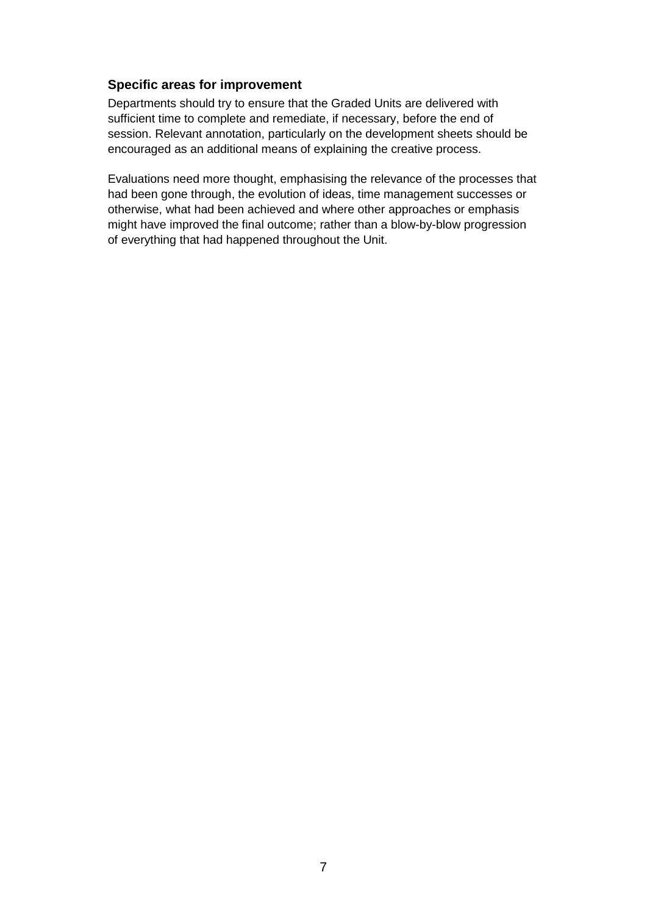### Specific areas for improvement

Departments should try to ensure that the Graded Units are delivered with sufficient time to complete and remediate, if necessary, before the end of session. Relevant annotation, particularly on the development sheets should be encouraged as an additional means of explaining the creative process.

Evaluations need more thought, emphasising the relevance of the processes that had been gone through, the evolution of ideas, time management successes or otherwise, what had been achieved and where other approaches or emphasis might have improved the final outcome; rather than a blow-by-blow progression of everything that had happened throughout the Unit.